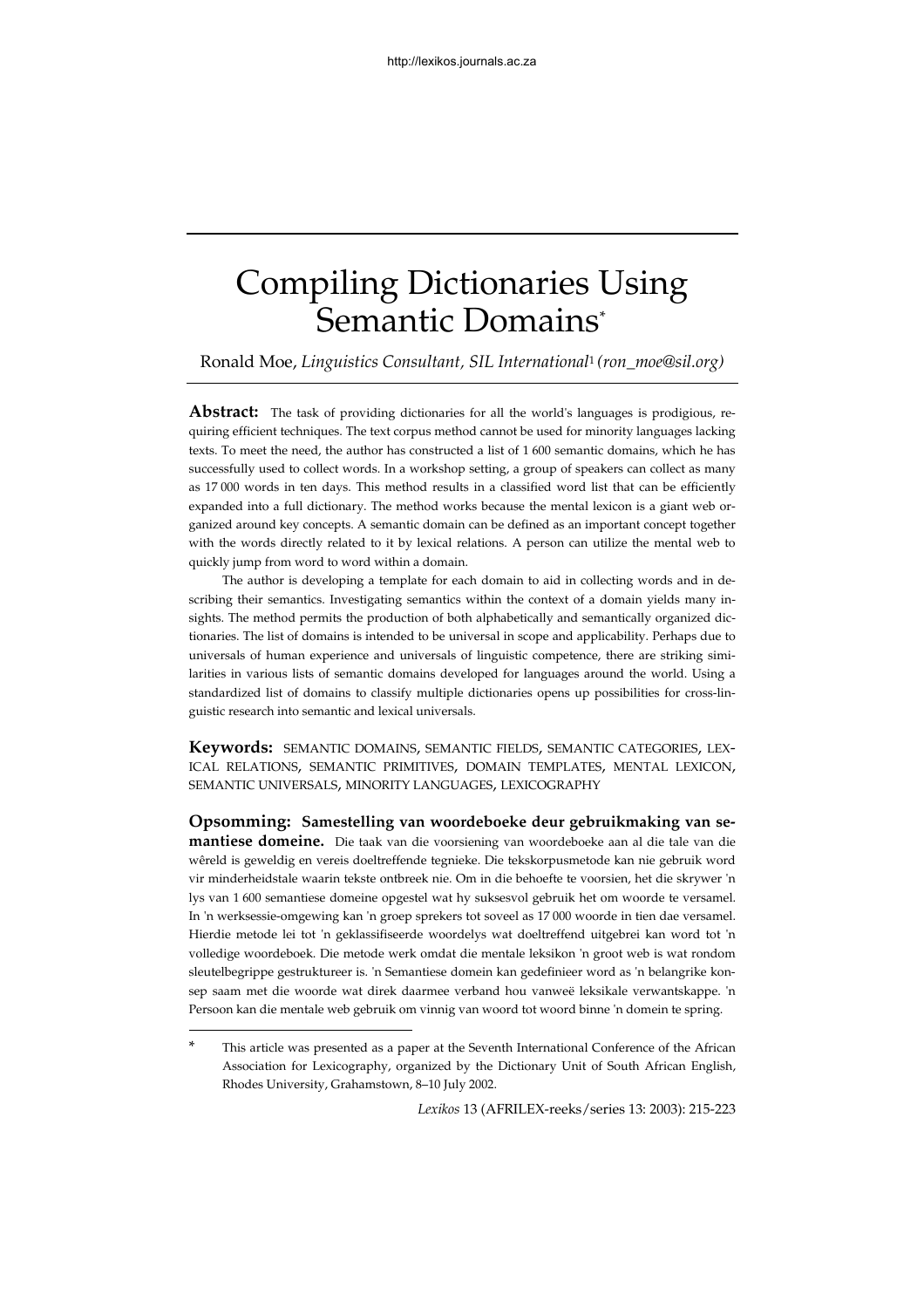# Compiling Dictionaries Using Semantic Domains*

Ronald Moe, *Linguistics Consultant, SIL International*[1] *(ron_moe@sil.org)*

**Abstract:** The task of providing dictionaries for all the world's languages is prodigious, requiring efficient techniques. The text corpus method cannot be used for minority languages lacking texts. To meet the need, the author has constructed a list of 1 600 semantic domains, which he has successfully used to collect words. In a workshop setting, a group of speakers can collect as many as 17 000 words in ten days. This method results in a classified word list that can be efficiently expanded into a full dictionary. The method works because the mental lexicon is a giant web organized around key concepts. A semantic domain can be defined as an important concept together with the words directly related to it by lexical relations. A person can utilize the mental web to quickly jump from word to word within a domain.

The author is developing a template for each domain to aid in collecting words and in describing their semantics. Investigating semantics within the context of a domain yields many insights. The method permits the production of both alphabetically and semantically organized dictionaries. The list of domains is intended to be universal in scope and applicability. Perhaps due to universals of human experience and universals of linguistic competence, there are striking similarities in various lists of semantic domains developed for languages around the world. Using a standardized list of domains to classify multiple dictionaries opens up possibilities for cross-linguistic research into semantic and lexical universals.

**Keywords:** SEMANTIC DOMAINS, SEMANTIC FIELDS, SEMANTIC CATEGORIES, LEXICAL RELATIONS, SEMANTIC PRIMITIVES, DOMAIN TEMPLATES, MENTAL LEXICON, SEMANTIC UNIVERSALS, MINORITY LANGUAGES, LEXICOGRAPHY

**Opsomming: Samestelling van woordeboeke deur gebruikmaking van semantiese domeine.** Die taak van die voorsiening van woordeboeke aan al die tale van die wêreld is geweldig en vereis doeltreffende tegnieke. Die tekskorpusmetode kan nie gebruik word vir minderheidstale waarin tekste ontbreek nie. Om in die behoefte te voorsien, het die skrywer 'n lys van 1 600 semantiese domeine opgestel wat hy suksesvol gebruik het om woorde te versamel. In 'n werksessie-omgewing kan 'n groep sprekers tot soveel as 17 000 woorde in tien dae versamel. Hierdie metode lei tot 'n geklassifiseerde woordelys wat doeltreffend uitgebrei kan word tot 'n volledige woordeboek. Die metode werk omdat die mentale leksikon 'n groot web is wat rondom sleutelbegrippe gestruktureer is. 'n Semantiese domein kan gedefinieer word as 'n belangrike konsep saam met die woorde wat direk daarmee verband hou vanweë leksikale verwantskappe. 'n Persoon kan die mentale web gebruik om vinnig van woord tot woord binne 'n domein te spring.

---

\* This article was presented as a paper at the Seventh International Conference of the African Association for Lexicography, organized by the Dictionary Unit of South African English, Rhodes University, Grahamstown, 8–10 July 2002.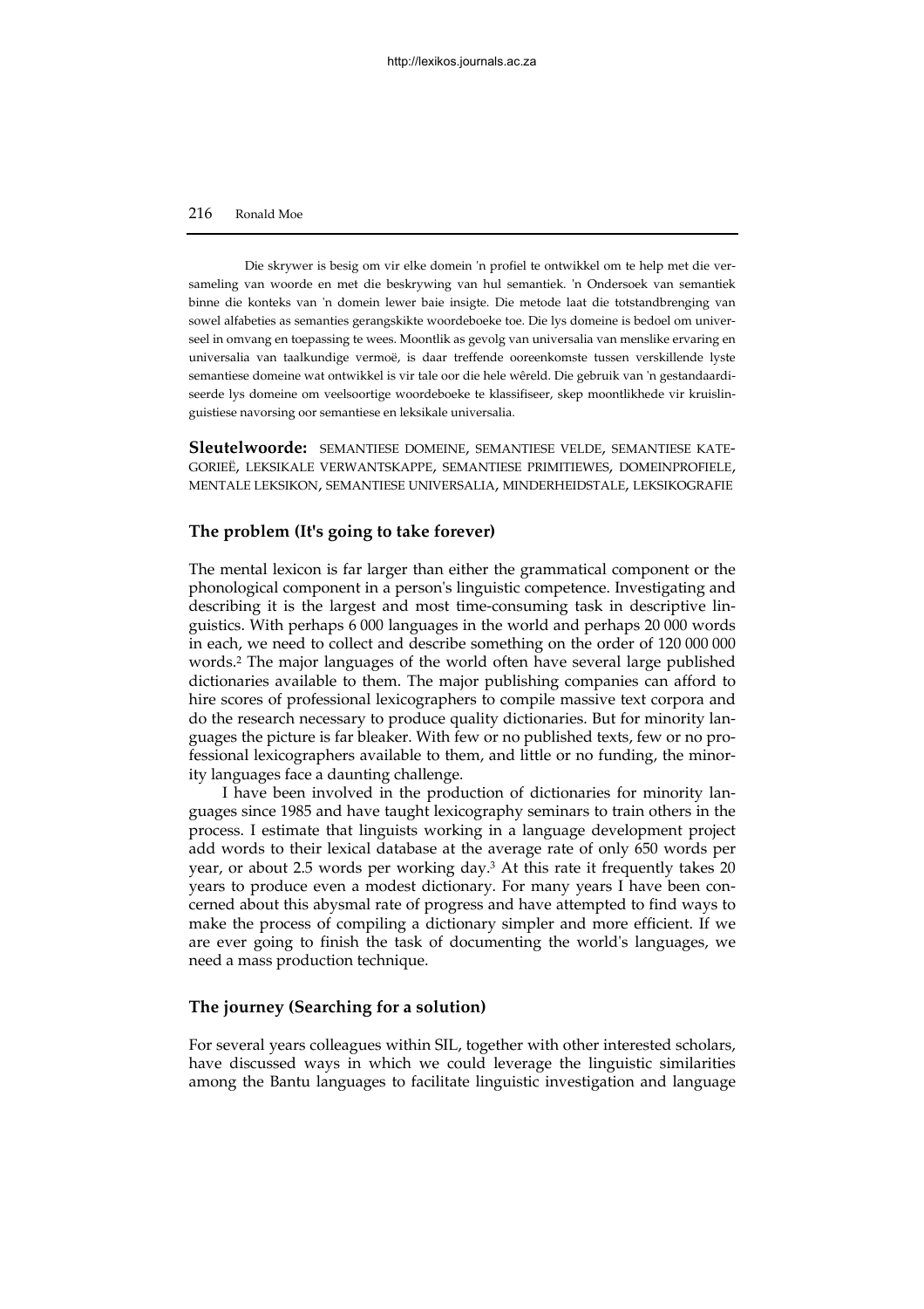Die skrywer is besig om vir elke domein 'n profiel te ontwikkel om te help met die versameling van woorde en met die beskrywing van hul semantiek. 'n Ondersoek van semantiek binne die konteks van 'n domein lewer baie insigte. Die metode laat die totstandbrenging van sowel alfabeties as semanties gerangskikte woordeboeke toe. Die lys domeine is bedoel om universeel in omvang en toepassing te wees. Moontlik as gevolg van universalia van menslike ervaring en universalia van taalkundige vermoë, is daar treffende ooreenkomste tussen verskillende lyste semantiese domeine wat ontwikkel is vir tale oor die hele wêreld. Die gebruik van 'n gestandaardiseerde lys domeine om veelsoortige woordeboeke te klassifiseer, skep moontlikhede vir kruislinguistiese navorsing oor semantiese en leksikale universalia.

**Sleutelwoorde:** SEMANTIESE DOMEINE, SEMANTIESE VELDE, SEMANTIESE KATEGORIEË, LEKSIKALE VERWANTSKAPPE, SEMANTIESE PRIMITIEWES, DOMEINPROFIELE, MENTALE LEKSIKON, SEMANTIESE UNIVERSALIA, MINDERHEIDSTALE, LEKSIKOGRAFIE

## The problem (It's going to take forever)

The mental lexicon is far larger than either the grammatical component or the phonological component in a person's linguistic competence. Investigating and describing it is the largest and most time-consuming task in descriptive linguistics. With perhaps 6 000 languages in the world and perhaps 20 000 words in each, we need to collect and describe something on the order of 120 000 000 words.[2] The major languages of the world often have several large published dictionaries available to them. The major publishing companies can afford to hire scores of professional lexicographers to compile massive text corpora and do the research necessary to produce quality dictionaries. But for minority languages the picture is far bleaker. With few or no published texts, few or no professional lexicographers available to them, and little or no funding, the minority languages face a daunting challenge.

I have been involved in the production of dictionaries for minority languages since 1985 and have taught lexicography seminars to train others in the process. I estimate that linguists working in a language development project add words to their lexical database at the average rate of only 650 words per year, or about 2.5 words per working day.[3] At this rate it frequently takes 20 years to produce even a modest dictionary. For many years I have been concerned about this abysmal rate of progress and have attempted to find ways to make the process of compiling a dictionary simpler and more efficient. If we are ever going to finish the task of documenting the world's languages, we need a mass production technique.

## The journey (Searching for a solution)

For several years colleagues within SIL, together with other interested scholars, have discussed ways in which we could leverage the linguistic similarities among the Bantu languages to facilitate linguistic investigation and language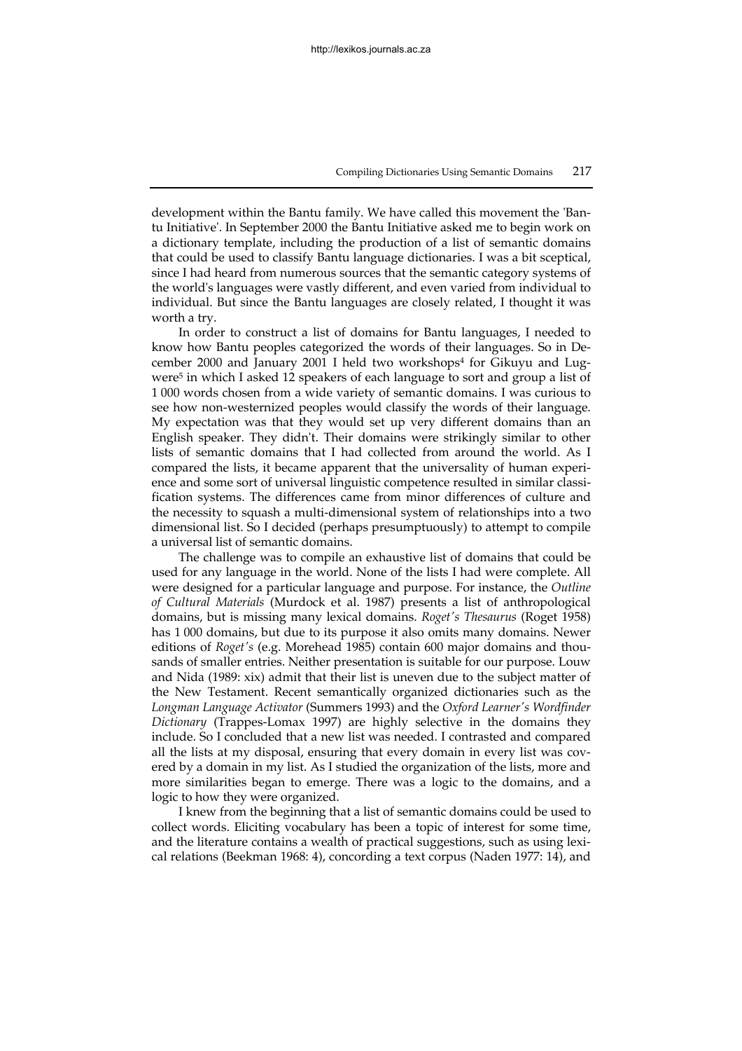development within the Bantu family. We have called this movement the 'Bantu Initiative'. In September 2000 the Bantu Initiative asked me to begin work on a dictionary template, including the production of a list of semantic domains that could be used to classify Bantu language dictionaries. I was a bit sceptical, since I had heard from numerous sources that the semantic category systems of the world's languages were vastly different, and even varied from individual to individual. But since the Bantu languages are closely related, I thought it was worth a try.

In order to construct a list of domains for Bantu languages, I needed to know how Bantu peoples categorized the words of their languages. So in December 2000 and January 2001 I held two workshops[4] for Gikuyu and Lugwere[5] in which I asked 12 speakers of each language to sort and group a list of 1 000 words chosen from a wide variety of semantic domains. I was curious to see how non-westernized peoples would classify the words of their language. My expectation was that they would set up very different domains than an English speaker. They didn't. Their domains were strikingly similar to other lists of semantic domains that I had collected from around the world. As I compared the lists, it became apparent that the universality of human experience and some sort of universal linguistic competence resulted in similar classification systems. The differences came from minor differences of culture and the necessity to squash a multi-dimensional system of relationships into a two dimensional list. So I decided (perhaps presumptuously) to attempt to compile a universal list of semantic domains.

The challenge was to compile an exhaustive list of domains that could be used for any language in the world. None of the lists I had were complete. All were designed for a particular language and purpose. For instance, the *Outline of Cultural Materials* (Murdock et al. 1987) presents a list of anthropological domains, but is missing many lexical domains. *Roget's Thesaurus* (Roget 1958) has 1 000 domains, but due to its purpose it also omits many domains. Newer editions of *Roget's* (e.g. Morehead 1985) contain 600 major domains and thousands of smaller entries. Neither presentation is suitable for our purpose. Louw and Nida (1989: xix) admit that their list is uneven due to the subject matter of the New Testament. Recent semantically organized dictionaries such as the *Longman Language Activator* (Summers 1993) and the *Oxford Learner's Wordfinder Dictionary* (Trappes-Lomax 1997) are highly selective in the domains they include. So I concluded that a new list was needed. I contrasted and compared all the lists at my disposal, ensuring that every domain in every list was covered by a domain in my list. As I studied the organization of the lists, more and more similarities began to emerge. There was a logic to the domains, and a logic to how they were organized.

I knew from the beginning that a list of semantic domains could be used to collect words. Eliciting vocabulary has been a topic of interest for some time, and the literature contains a wealth of practical suggestions, such as using lexical relations (Beekman 1968: 4), concording a text corpus (Naden 1977: 14), and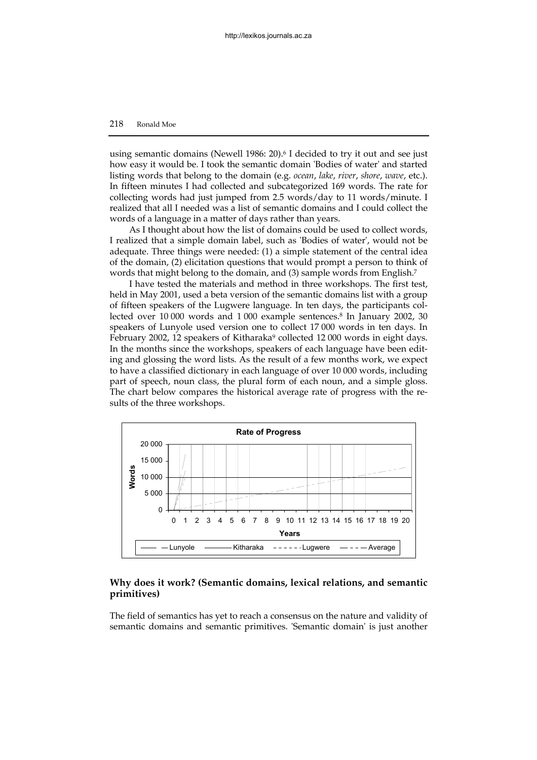using semantic domains (Newell 1986: 20).[6] I decided to try it out and see just how easy it would be. I took the semantic domain 'Bodies of water' and started listing words that belong to the domain (e.g. *ocean*, *lake*, *river*, *shore*, *wave*, etc.). In fifteen minutes I had collected and subcategorized 169 words. The rate for collecting words had just jumped from 2.5 words/day to 11 words/minute. I realized that all I needed was a list of semantic domains and I could collect the words of a language in a matter of days rather than years.

As I thought about how the list of domains could be used to collect words, I realized that a simple domain label, such as 'Bodies of water', would not be adequate. Three things were needed: (1) a simple statement of the central idea of the domain, (2) elicitation questions that would prompt a person to think of words that might belong to the domain, and (3) sample words from English.[7]

I have tested the materials and method in three workshops. The first test, held in May 2001, used a beta version of the semantic domains list with a group of fifteen speakers of the Lugwere language. In ten days, the participants collected over 10 000 words and 1 000 example sentences.[8] In January 2002, 30 speakers of Lunyole used version one to collect 17 000 words in ten days. In February 2002, 12 speakers of Kitharaka[9] collected 12 000 words in eight days. In the months since the workshops, speakers of each language have been editing and glossing the word lists. As the result of a few months work, we expect to have a classified dictionary in each language of over 10 000 words, including part of speech, noun class, the plural form of each noun, and a simple gloss. The chart below compares the historical average rate of progress with the results of the three workshops.

**Rate of Progress**

Words: 0, 5 000, 10 000, 15 000, 20 000

Years: 0, 1, 2, 3, 4, 5, 6, 7, 8, 9, 10, 11, 12, 13, 14, 15, 16, 17, 18, 19, 20

Legend: Lunyole, Kitharaka, Lugwere, Average

## Why does it work? (Semantic domains, lexical relations, and semantic primitives)

The field of semantics has yet to reach a consensus on the nature and validity of semantic domains and semantic primitives. 'Semantic domain' is just another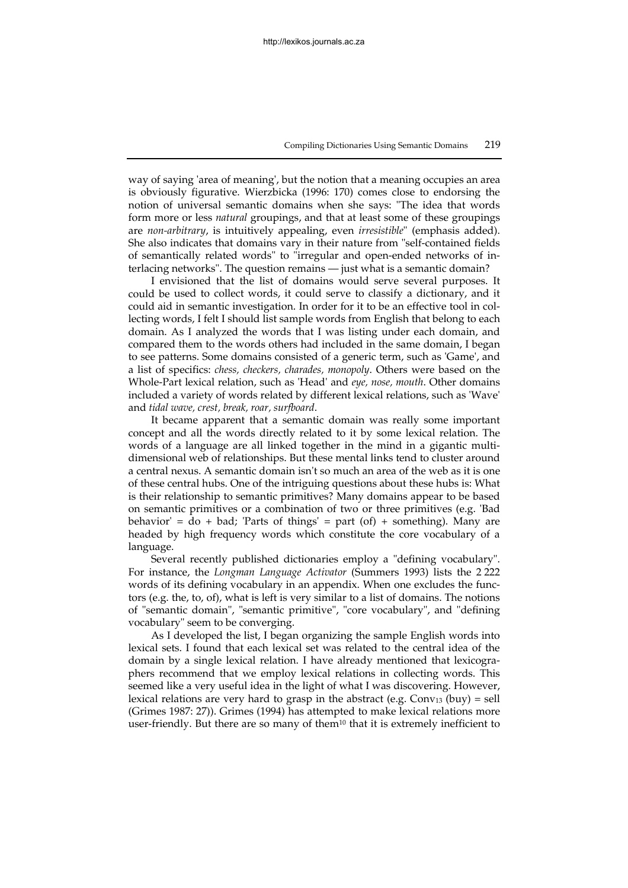way of saying 'area of meaning', but the notion that a meaning occupies an area is obviously figurative. Wierzbicka (1996: 170) comes close to endorsing the notion of universal semantic domains when she says: "The idea that words form more or less *natural* groupings, and that at least some of these groupings are *non-arbitrary*, is intuitively appealing, even *irresistible*" (emphasis added). She also indicates that domains vary in their nature from "self-contained fields of semantically related words" to "irregular and open-ended networks of interlacing networks". The question remains — just what is a semantic domain?

I envisioned that the list of domains would serve several purposes. It could be used to collect words, it could serve to classify a dictionary, and it could aid in semantic investigation. In order for it to be an effective tool in collecting words, I felt I should list sample words from English that belong to each domain. As I analyzed the words that I was listing under each domain, and compared them to the words others had included in the same domain, I began to see patterns. Some domains consisted of a generic term, such as 'Game', and a list of specifics: *chess, checkers, charades, monopoly*. Others were based on the Whole-Part lexical relation, such as 'Head' and *eye, nose, mouth*. Other domains included a variety of words related by different lexical relations, such as 'Wave' and *tidal wave, crest, break, roar, surfboard*.

It became apparent that a semantic domain was really some important concept and all the words directly related to it by some lexical relation. The words of a language are all linked together in the mind in a gigantic multidimensional web of relationships. But these mental links tend to cluster around a central nexus. A semantic domain isn't so much an area of the web as it is one of these central hubs. One of the intriguing questions about these hubs is: What is their relationship to semantic primitives? Many domains appear to be based on semantic primitives or a combination of two or three primitives (e.g. 'Bad behavior' = do + bad; 'Parts of things' = part (of) + something). Many are headed by high frequency words which constitute the core vocabulary of a language.

Several recently published dictionaries employ a "defining vocabulary". For instance, the *Longman Language Activator* (Summers 1993) lists the 2 222 words of its defining vocabulary in an appendix. When one excludes the functors (e.g. the, to, of), what is left is very similar to a list of domains. The notions of "semantic domain", "semantic primitive", "core vocabulary", and "defining vocabulary" seem to be converging.

As I developed the list, I began organizing the sample English words into lexical sets. I found that each lexical set was related to the central idea of the domain by a single lexical relation. I have already mentioned that lexicographers recommend that we employ lexical relations in collecting words. This seemed like a very useful idea in the light of what I was discovering. However, lexical relations are very hard to grasp in the abstract (e.g. $Conv_{13}$ (buy) = sell (Grimes 1987: 27)). Grimes (1994) has attempted to make lexical relations more user-friendly. But there are so many of them[10] that it is extremely inefficient to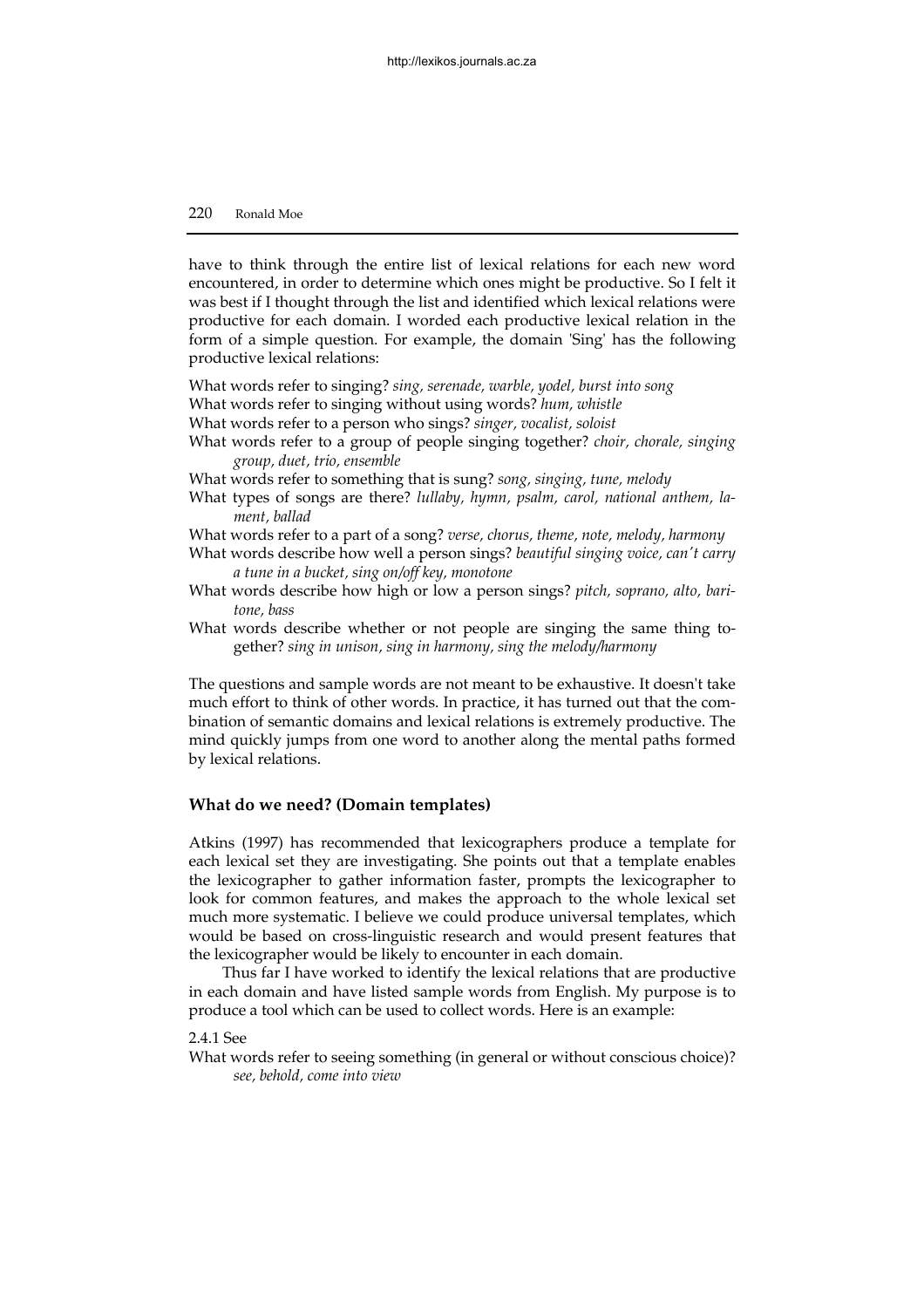have to think through the entire list of lexical relations for each new word encountered, in order to determine which ones might be productive. So I felt it was best if I thought through the list and identified which lexical relations were productive for each domain. I worded each productive lexical relation in the form of a simple question. For example, the domain 'Sing' has the following productive lexical relations:

What words refer to singing? *sing, serenade, warble, yodel, burst into song*
What words refer to singing without using words? *hum, whistle*
What words refer to a person who sings? *singer, vocalist, soloist*
What words refer to a group of people singing together? *choir, chorale, singing group, duet, trio, ensemble*
What words refer to something that is sung? *song, singing, tune, melody*
What types of songs are there? *lullaby, hymn, psalm, carol, national anthem, lament, ballad*
What words refer to a part of a song? *verse, chorus, theme, note, melody, harmony*
What words describe how well a person sings? *beautiful singing voice, can't carry a tune in a bucket, sing on/off key, monotone*
What words describe how high or low a person sings? *pitch, soprano, alto, baritone, bass*
What words describe whether or not people are singing the same thing together? *sing in unison, sing in harmony, sing the melody/harmony*

The questions and sample words are not meant to be exhaustive. It doesn't take much effort to think of other words. In practice, it has turned out that the combination of semantic domains and lexical relations is extremely productive. The mind quickly jumps from one word to another along the mental paths formed by lexical relations.

## What do we need? (Domain templates)

Atkins (1997) has recommended that lexicographers produce a template for each lexical set they are investigating. She points out that a template enables the lexicographer to gather information faster, prompts the lexicographer to look for common features, and makes the approach to the whole lexical set much more systematic. I believe we could produce universal templates, which would be based on cross-linguistic research and would present features that the lexicographer would be likely to encounter in each domain.

Thus far I have worked to identify the lexical relations that are productive in each domain and have listed sample words from English. My purpose is to produce a tool which can be used to collect words. Here is an example:

2.4.1 See
What words refer to seeing something (in general or without conscious choice)? *see, behold, come into view*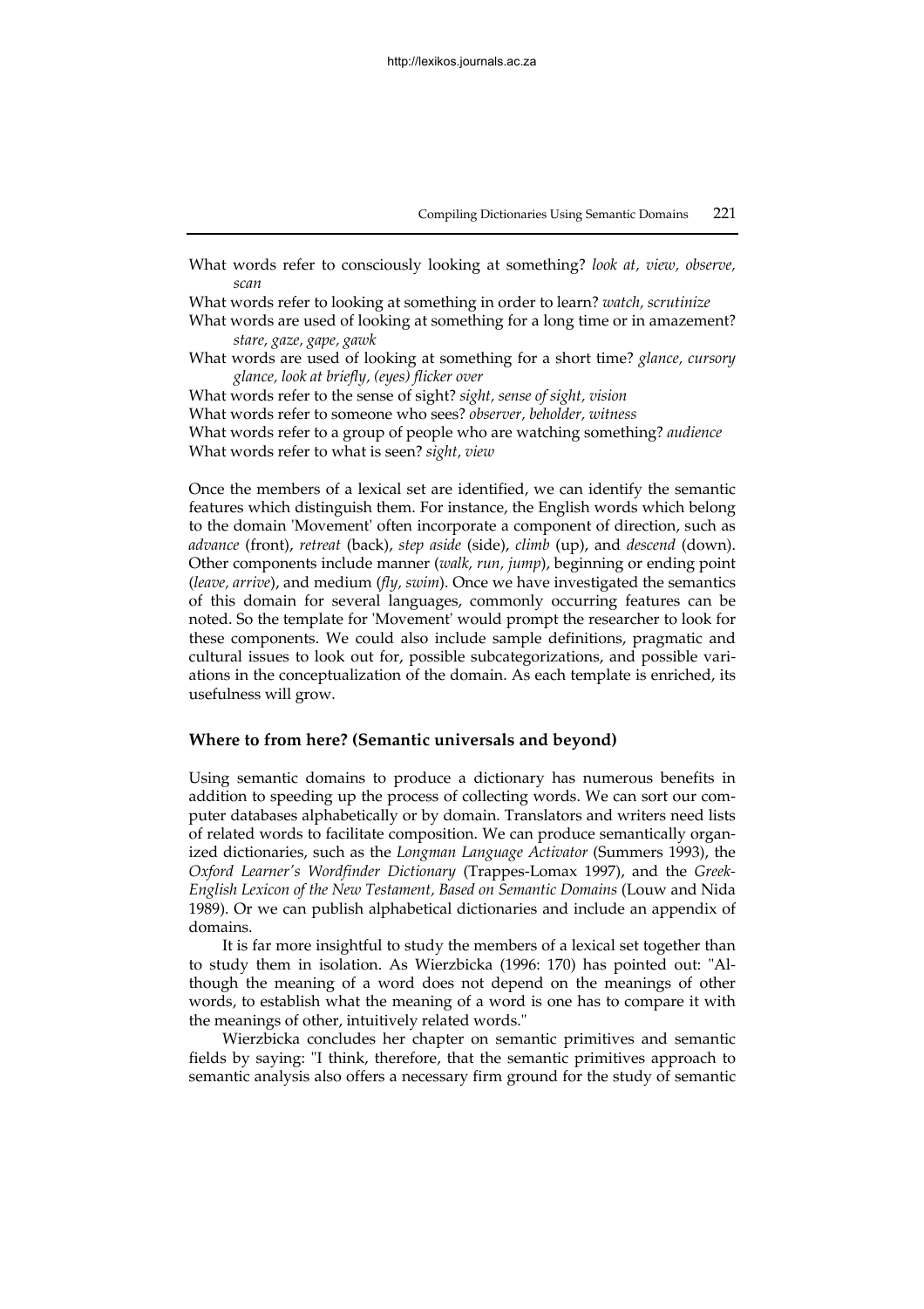What words refer to consciously looking at something? *look at, view, observe, scan*

What words refer to looking at something in order to learn? *watch, scrutinize*

What words are used of looking at something for a long time or in amazement? *stare, gaze, gape, gawk*

What words are used of looking at something for a short time? *glance, cursory glance, look at briefly, (eyes) flicker over*

What words refer to the sense of sight? *sight, sense of sight, vision*

What words refer to someone who sees? *observer, beholder, witness*

What words refer to a group of people who are watching something? *audience*

What words refer to what is seen? *sight, view*

Once the members of a lexical set are identified, we can identify the semantic features which distinguish them. For instance, the English words which belong to the domain 'Movement' often incorporate a component of direction, such as *advance* (front), *retreat* (back), *step aside* (side), *climb* (up), and *descend* (down). Other components include manner (*walk, run, jump*), beginning or ending point (*leave, arrive*), and medium (*fly, swim*). Once we have investigated the semantics of this domain for several languages, commonly occurring features can be noted. So the template for 'Movement' would prompt the researcher to look for these components. We could also include sample definitions, pragmatic and cultural issues to look out for, possible subcategorizations, and possible variations in the conceptualization of the domain. As each template is enriched, its usefulness will grow.

## Where to from here? (Semantic universals and beyond)

Using semantic domains to produce a dictionary has numerous benefits in addition to speeding up the process of collecting words. We can sort our computer databases alphabetically or by domain. Translators and writers need lists of related words to facilitate composition. We can produce semantically organized dictionaries, such as the *Longman Language Activator* (Summers 1993), the *Oxford Learner's Wordfinder Dictionary* (Trappes-Lomax 1997), and the *Greek-English Lexicon of the New Testament, Based on Semantic Domains* (Louw and Nida 1989). Or we can publish alphabetical dictionaries and include an appendix of domains.

It is far more insightful to study the members of a lexical set together than to study them in isolation. As Wierzbicka (1996: 170) has pointed out: "Although the meaning of a word does not depend on the meanings of other words, to establish what the meaning of a word is one has to compare it with the meanings of other, intuitively related words."

Wierzbicka concludes her chapter on semantic primitives and semantic fields by saying: "I think, therefore, that the semantic primitives approach to semantic analysis also offers a necessary firm ground for the study of semantic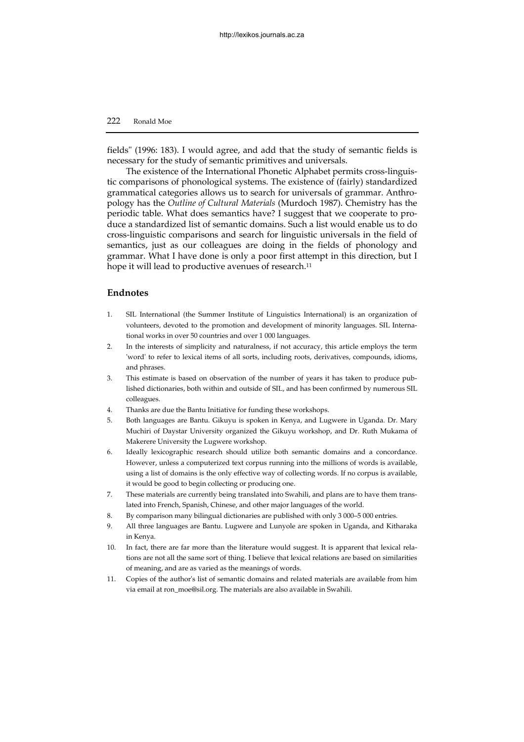fields" (1996: 183). I would agree, and add that the study of semantic fields is necessary for the study of semantic primitives and universals.

The existence of the International Phonetic Alphabet permits cross-linguistic comparisons of phonological systems. The existence of (fairly) standardized grammatical categories allows us to search for universals of grammar. Anthropology has the *Outline of Cultural Materials* (Murdoch 1987). Chemistry has the periodic table. What does semantics have? I suggest that we cooperate to produce a standardized list of semantic domains. Such a list would enable us to do cross-linguistic comparisons and search for linguistic universals in the field of semantics, just as our colleagues are doing in the fields of phonology and grammar. What I have done is only a poor first attempt in this direction, but I hope it will lead to productive avenues of research.[11]

## Endnotes

1. SIL International (the Summer Institute of Linguistics International) is an organization of volunteers, devoted to the promotion and development of minority languages. SIL International works in over 50 countries and over 1 000 languages.
2. In the interests of simplicity and naturalness, if not accuracy, this article employs the term 'word' to refer to lexical items of all sorts, including roots, derivatives, compounds, idioms, and phrases.
3. This estimate is based on observation of the number of years it has taken to produce published dictionaries, both within and outside of SIL, and has been confirmed by numerous SIL colleagues.
4. Thanks are due the Bantu Initiative for funding these workshops.
5. Both languages are Bantu. Gikuyu is spoken in Kenya, and Lugwere in Uganda. Dr. Mary Muchiri of Daystar University organized the Gikuyu workshop, and Dr. Ruth Mukama of Makerere University the Lugwere workshop.
6. Ideally lexicographic research should utilize both semantic domains and a concordance. However, unless a computerized text corpus running into the millions of words is available, using a list of domains is the only effective way of collecting words. If no corpus is available, it would be good to begin collecting or producing one.
7. These materials are currently being translated into Swahili, and plans are to have them translated into French, Spanish, Chinese, and other major languages of the world.
8. By comparison many bilingual dictionaries are published with only 3 000–5 000 entries.
9. All three languages are Bantu. Lugwere and Lunyole are spoken in Uganda, and Kitharaka in Kenya.
10. In fact, there are far more than the literature would suggest. It is apparent that lexical relations are not all the same sort of thing. I believe that lexical relations are based on similarities of meaning, and are as varied as the meanings of words.
11. Copies of the author's list of semantic domains and related materials are available from him via email at ron_moe@sil.org. The materials are also available in Swahili.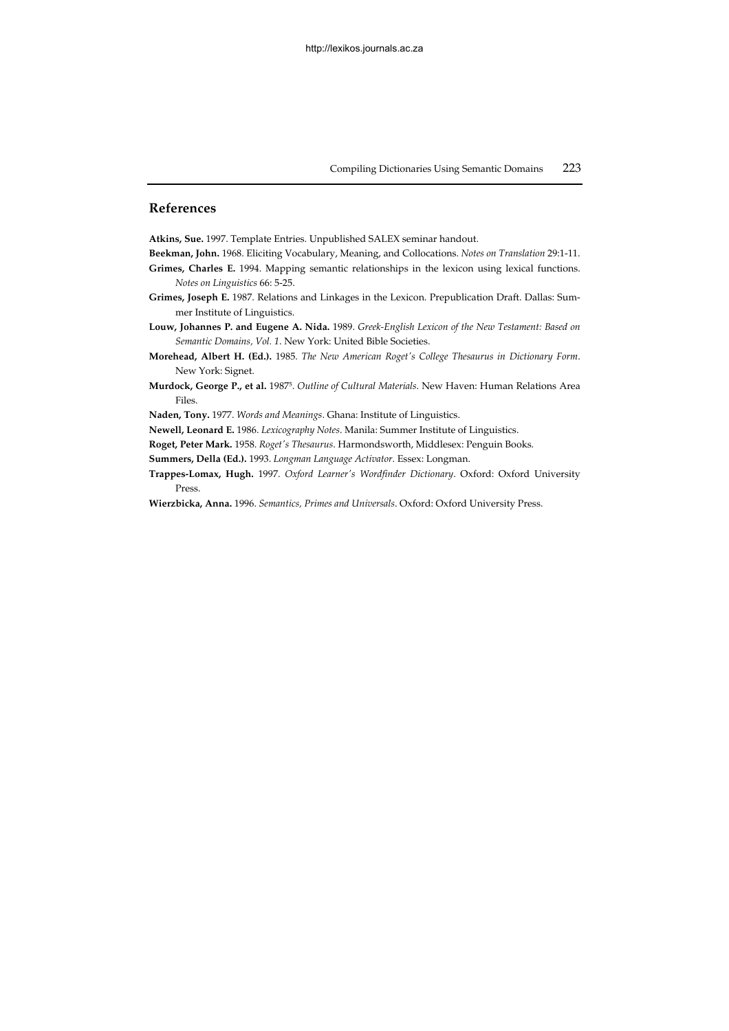## References

**Atkins, Sue.** 1997. Template Entries. Unpublished SALEX seminar handout.

**Beekman, John.** 1968. Eliciting Vocabulary, Meaning, and Collocations. *Notes on Translation* 29:1-11.

**Grimes, Charles E.** 1994. Mapping semantic relationships in the lexicon using lexical functions. *Notes on Linguistics* 66: 5-25.

**Grimes, Joseph E.** 1987. Relations and Linkages in the Lexicon. Prepublication Draft. Dallas: Summer Institute of Linguistics.

**Louw, Johannes P. and Eugene A. Nida.** 1989. *Greek-English Lexicon of the New Testament: Based on Semantic Domains, Vol. 1*. New York: United Bible Societies.

**Morehead, Albert H. (Ed.).** 1985. *The New American Roget's College Thesaurus in Dictionary Form*. New York: Signet.

**Murdock, George P., et al.** 1987[5]. *Outline of Cultural Materials*. New Haven: Human Relations Area Files.

**Naden, Tony.** 1977. *Words and Meanings*. Ghana: Institute of Linguistics.

**Newell, Leonard E.** 1986. *Lexicography Notes*. Manila: Summer Institute of Linguistics.

**Roget, Peter Mark.** 1958. *Roget's Thesaurus*. Harmondsworth, Middlesex: Penguin Books.

**Summers, Della (Ed.).** 1993. *Longman Language Activator*. Essex: Longman.

**Trappes-Lomax, Hugh.** 1997. *Oxford Learner's Wordfinder Dictionary*. Oxford: Oxford University Press.

**Wierzbicka, Anna.** 1996. *Semantics, Primes and Universals*. Oxford: Oxford University Press.